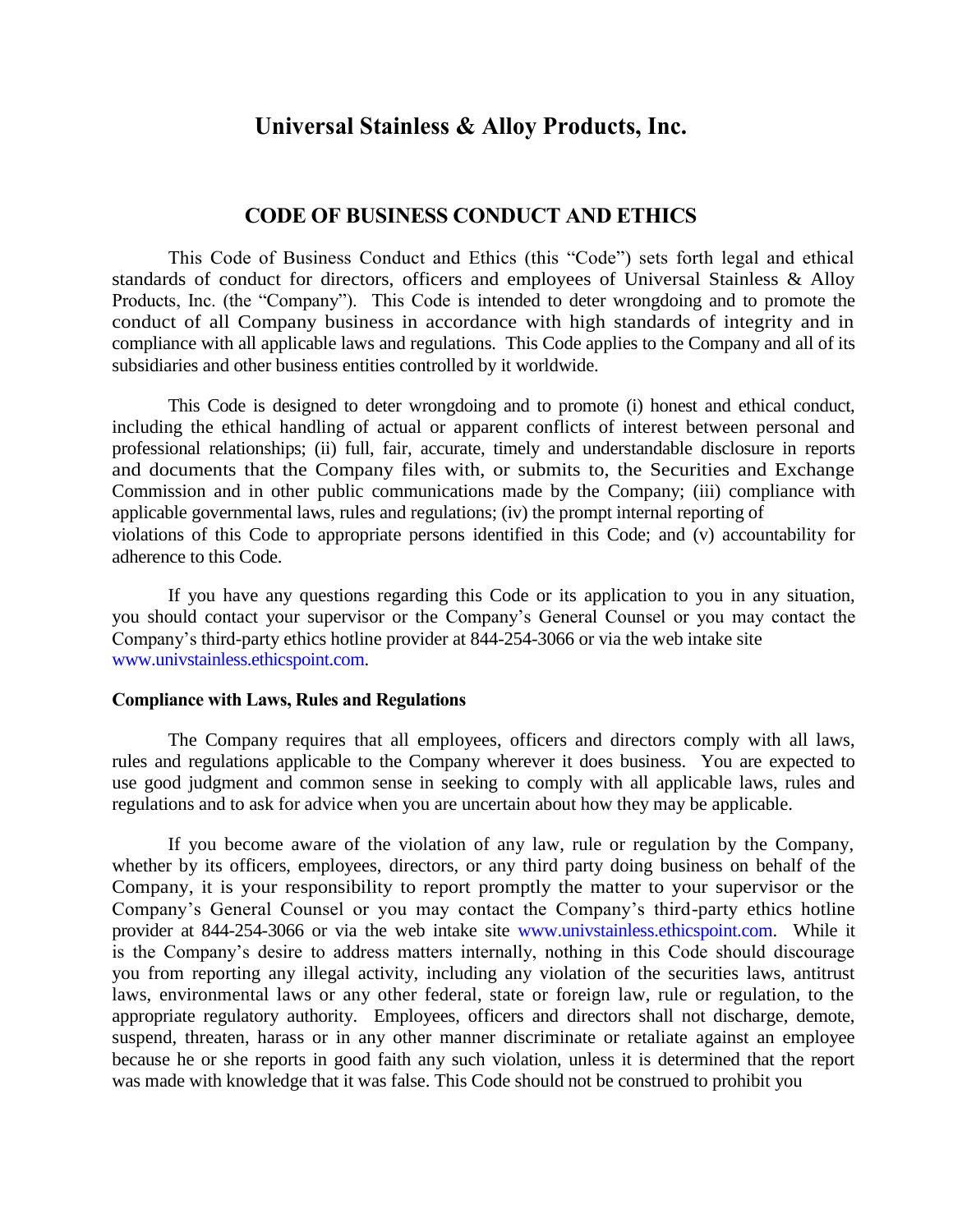# Universal Stainless & Alloy Products, Inc.

## CODE OF BUSINESS CONDUCT AND ETHICS

This Code of Business Conduct and Ethics (this "Code") sets forth legal and ethical standards of conduct for directors, officers and employees of Universal Stainless & Alloy Products, Inc. (the "Company"). This Code is intended to deter wrongdoing and to promote the conduct of all Company business in accordance with high standards of integrity and in compliance with all applicable laws and regulations. This Code applies to the Company and all of its subsidiaries and other business entities controlled by it worldwide.

This Code is designed to deter wrongdoing and to promote (i) honest and ethical conduct, including the ethical handling of actual or apparent conflicts of interest between personal and professional relationships; (ii) full, fair, accurate, timely and understandable disclosure in reports and documents that the Company files with, or submits to, the Securities and Exchange Commission and in other public communications made by the Company; (iii) compliance with applicable governmental laws, rules and regulations; (iv) the prompt internal reporting of violations of this Code to appropriate persons identified in this Code; and (v) accountability for adherence to this Code.

If you have any questions regarding this Code or its application to you in any situation, you should contact your supervisor or the Company's General Counsel or you may contact the Company's third-party ethics hotline provider at 844-254-3066 or via the web intake site www.univstainless.ethicspoint.com.

**Compliance with Laws, Rules and Regulations**

The Company requires that all employees, officers and directors comply with all laws, rules and regulations applicable to the Company wherever it does business. You are expected to use good judgment and common sense in seeking to comply with all applicable laws, rules and regulations and to ask for advice when you are uncertain about how they may be applicable.

If you become aware of the violation of any law, rule or regulation by the Company, whether by its officers, employees, directors, or any third party doing business on behalf of the Company, it is your responsibility to report promptly the matter to your supervisor or the Company's General Counsel or you may contact the Company's third-party ethics hotline provider at 844-254-3066 or via the web intake site www.univstainless.ethicspoint.com. While it is the Company's desire to address matters internally, nothing in this Code should discourage you from reporting any illegal activity, including any violation of the securities laws, antitrust laws, environmental laws or any other federal, state or foreign law, rule or regulation, to the appropriate regulatory authority. Employees, officers and directors shall not discharge, demote, suspend, threaten, harass or in any other manner discriminate or retaliate against an employee because he or she reports in good faith any such violation, unless it is determined that the report was made with knowledge that it was false. This Code should not be construed to prohibit you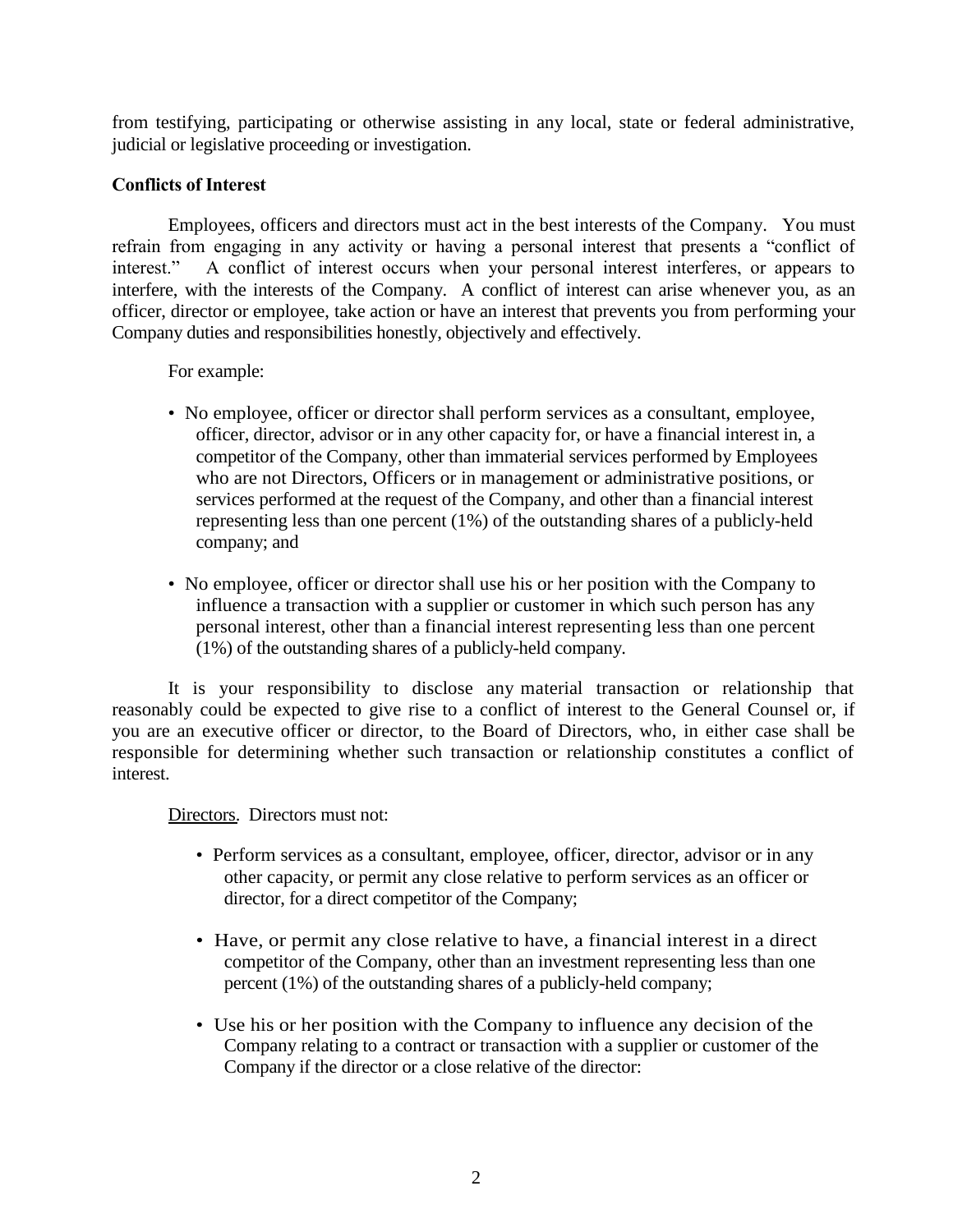from testifying, participating or otherwise assisting in any local, state or federal administrative, judicial or legislative proceeding or investigation.

**Conflicts of Interest**

Employees, officers and directors must act in the best interests of the Company. You must refrain from engaging in any activity or having a personal interest that presents a "conflict of interest." A conflict of interest occurs when your personal interest interferes, or appears to interfere, with the interests of the Company. A conflict of interest can arise whenever you, as an officer, director or employee, take action or have an interest that prevents you from performing your Company duties and responsibilities honestly, objectively and effectively.

For example:

- No employee, officer or director shall perform services as a consultant, employee, officer, director, advisor or in any other capacity for, or have a financial interest in, a competitor of the Company, other than immaterial services performed by Employees who are not Directors, Officers or in management or administrative positions, or services performed at the request of the Company, and other than a financial interest representing less than one percent (1%) of the outstanding shares of a publicly-held company; and
- No employee, officer or director shall use his or her position with the Company to influence a transaction with a supplier or customer in which such person has any personal interest, other than a financial interest representing less than one percent (1%) of the outstanding shares of a publicly-held company.

It is your responsibility to disclose any material transaction or relationship that reasonably could be expected to give rise to a conflict of interest to the General Counsel or, if you are an executive officer or director, to the Board of Directors, who, in either case shall be responsible for determining whether such transaction or relationship constitutes a conflict of interest.

Directors. Directors must not:

- Perform services as a consultant, employee, officer, director, advisor or in any other capacity, or permit any close relative to perform services as an officer or director, for a direct competitor of the Company;
- Have, or permit any close relative to have, a financial interest in a direct competitor of the Company, other than an investment representing less than one percent (1%) of the outstanding shares of a publicly-held company;
- Use his or her position with the Company to influence any decision of the Company relating to a contract or transaction with a supplier or customer of the Company if the director or a close relative of the director: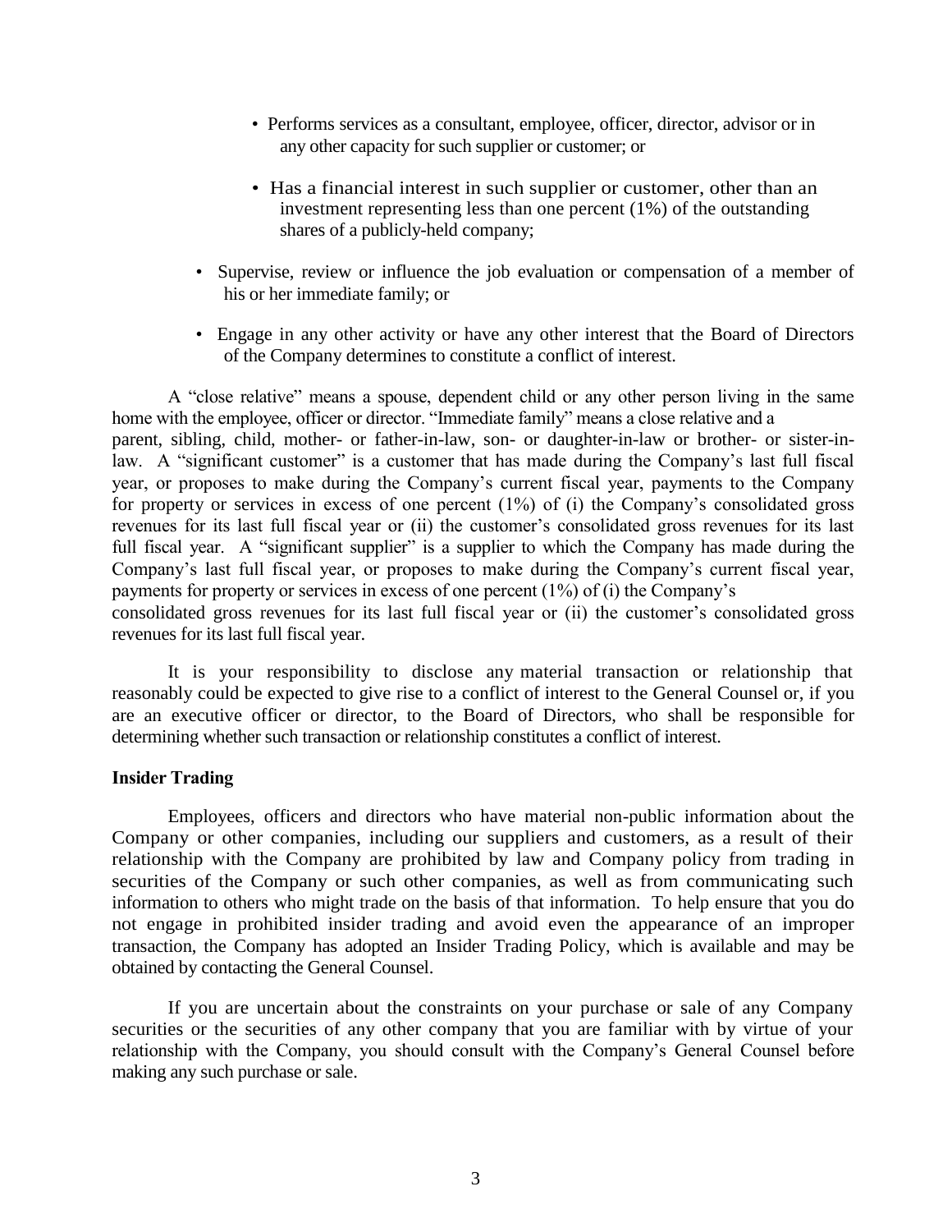- Performs services as a consultant, employee, officer, director, advisor or in any other capacity for such supplier or customer; or

  - Has a financial interest in such supplier or customer, other than an investment representing less than one percent (1%) of the outstanding shares of a publicly-held company;

- Supervise, review or influence the job evaluation or compensation of a member of his or her immediate family; or

- Engage in any other activity or have any other interest that the Board of Directors of the Company determines to constitute a conflict of interest.

A "close relative" means a spouse, dependent child or any other person living in the same home with the employee, officer or director. "Immediate family" means a close relative and a parent, sibling, child, mother- or father-in-law, son- or daughter-in-law or brother- or sister-in-law. A "significant customer" is a customer that has made during the Company's last full fiscal year, or proposes to make during the Company's current fiscal year, payments to the Company for property or services in excess of one percent (1%) of (i) the Company's consolidated gross revenues for its last full fiscal year or (ii) the customer's consolidated gross revenues for its last full fiscal year. A "significant supplier" is a supplier to which the Company has made during the Company's last full fiscal year, or proposes to make during the Company's current fiscal year, payments for property or services in excess of one percent (1%) of (i) the Company's consolidated gross revenues for its last full fiscal year or (ii) the customer's consolidated gross revenues for its last full fiscal year.

It is your responsibility to disclose any material transaction or relationship that reasonably could be expected to give rise to a conflict of interest to the General Counsel or, if you are an executive officer or director, to the Board of Directors, who shall be responsible for determining whether such transaction or relationship constitutes a conflict of interest.

**Insider Trading**

Employees, officers and directors who have material non-public information about the Company or other companies, including our suppliers and customers, as a result of their relationship with the Company are prohibited by law and Company policy from trading in securities of the Company or such other companies, as well as from communicating such information to others who might trade on the basis of that information. To help ensure that you do not engage in prohibited insider trading and avoid even the appearance of an improper transaction, the Company has adopted an Insider Trading Policy, which is available and may be obtained by contacting the General Counsel.

If you are uncertain about the constraints on your purchase or sale of any Company securities or the securities of any other company that you are familiar with by virtue of your relationship with the Company, you should consult with the Company's General Counsel before making any such purchase or sale.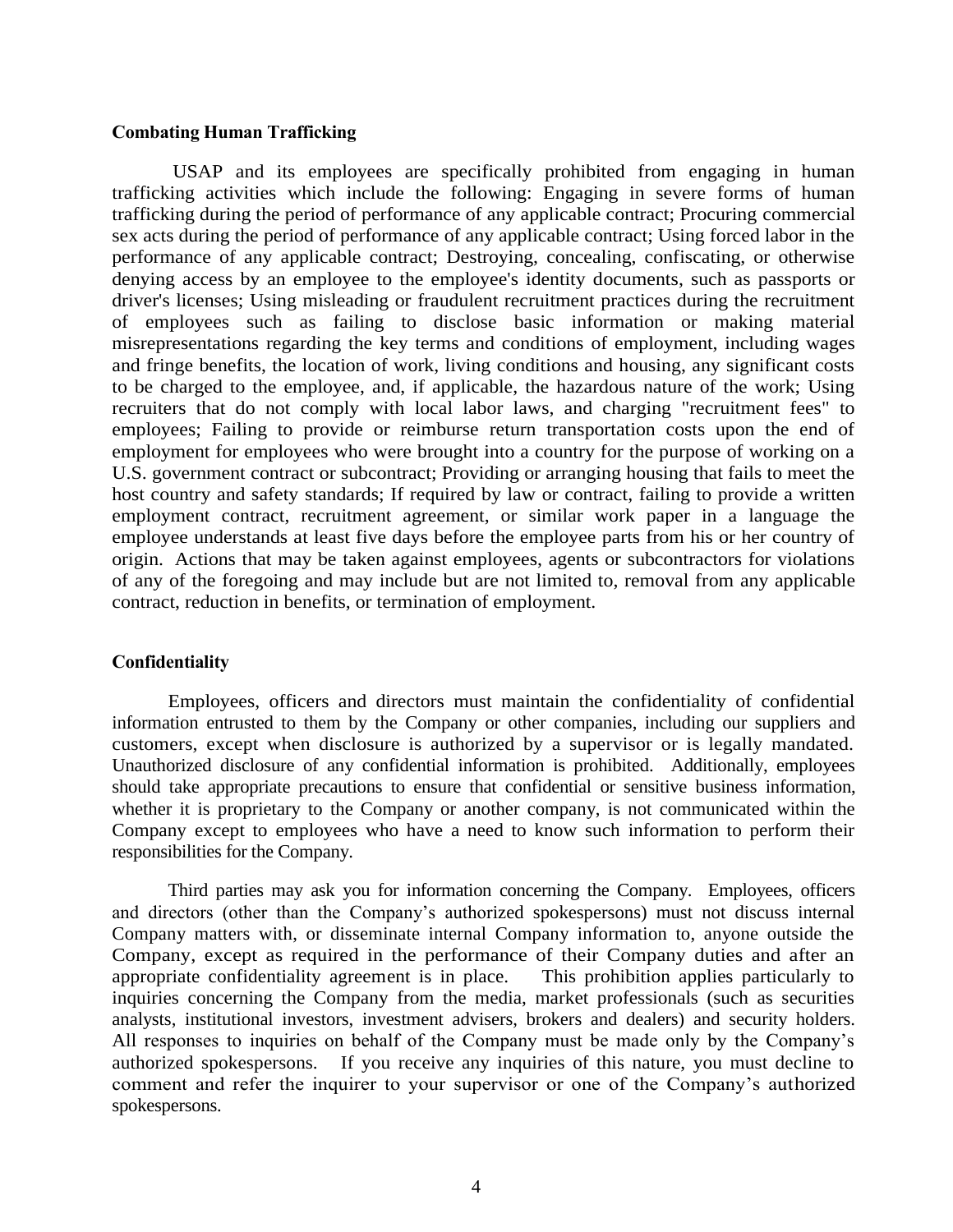**Combating Human Trafficking**

USAP and its employees are specifically prohibited from engaging in human trafficking activities which include the following: Engaging in severe forms of human trafficking during the period of performance of any applicable contract; Procuring commercial sex acts during the period of performance of any applicable contract; Using forced labor in the performance of any applicable contract; Destroying, concealing, confiscating, or otherwise denying access by an employee to the employee's identity documents, such as passports or driver's licenses; Using misleading or fraudulent recruitment practices during the recruitment of employees such as failing to disclose basic information or making material misrepresentations regarding the key terms and conditions of employment, including wages and fringe benefits, the location of work, living conditions and housing, any significant costs to be charged to the employee, and, if applicable, the hazardous nature of the work; Using recruiters that do not comply with local labor laws, and charging "recruitment fees" to employees; Failing to provide or reimburse return transportation costs upon the end of employment for employees who were brought into a country for the purpose of working on a U.S. government contract or subcontract; Providing or arranging housing that fails to meet the host country and safety standards; If required by law or contract, failing to provide a written employment contract, recruitment agreement, or similar work paper in a language the employee understands at least five days before the employee parts from his or her country of origin. Actions that may be taken against employees, agents or subcontractors for violations of any of the foregoing and may include but are not limited to, removal from any applicable contract, reduction in benefits, or termination of employment.

**Confidentiality**

Employees, officers and directors must maintain the confidentiality of confidential information entrusted to them by the Company or other companies, including our suppliers and customers, except when disclosure is authorized by a supervisor or is legally mandated. Unauthorized disclosure of any confidential information is prohibited. Additionally, employees should take appropriate precautions to ensure that confidential or sensitive business information, whether it is proprietary to the Company or another company, is not communicated within the Company except to employees who have a need to know such information to perform their responsibilities for the Company.

Third parties may ask you for information concerning the Company. Employees, officers and directors (other than the Company's authorized spokespersons) must not discuss internal Company matters with, or disseminate internal Company information to, anyone outside the Company, except as required in the performance of their Company duties and after an appropriate confidentiality agreement is in place. This prohibition applies particularly to inquiries concerning the Company from the media, market professionals (such as securities analysts, institutional investors, investment advisers, brokers and dealers) and security holders. All responses to inquiries on behalf of the Company must be made only by the Company's authorized spokespersons. If you receive any inquiries of this nature, you must decline to comment and refer the inquirer to your supervisor or one of the Company's authorized spokespersons.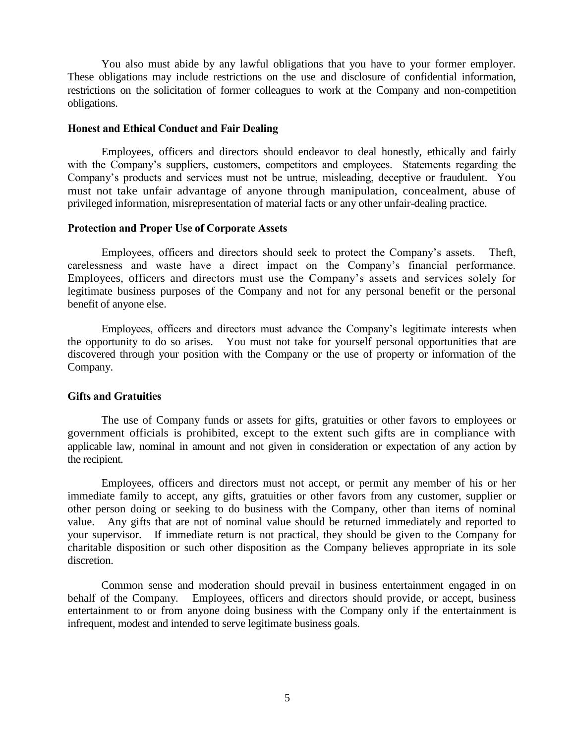You also must abide by any lawful obligations that you have to your former employer. These obligations may include restrictions on the use and disclosure of confidential information, restrictions on the solicitation of former colleagues to work at the Company and non-competition obligations.

### Honest and Ethical Conduct and Fair Dealing

Employees, officers and directors should endeavor to deal honestly, ethically and fairly with the Company's suppliers, customers, competitors and employees. Statements regarding the Company's products and services must not be untrue, misleading, deceptive or fraudulent. You must not take unfair advantage of anyone through manipulation, concealment, abuse of privileged information, misrepresentation of material facts or any other unfair-dealing practice.

### Protection and Proper Use of Corporate Assets

Employees, officers and directors should seek to protect the Company's assets. Theft, carelessness and waste have a direct impact on the Company's financial performance. Employees, officers and directors must use the Company's assets and services solely for legitimate business purposes of the Company and not for any personal benefit or the personal benefit of anyone else.

Employees, officers and directors must advance the Company's legitimate interests when the opportunity to do so arises. You must not take for yourself personal opportunities that are discovered through your position with the Company or the use of property or information of the Company.

### Gifts and Gratuities

The use of Company funds or assets for gifts, gratuities or other favors to employees or government officials is prohibited, except to the extent such gifts are in compliance with applicable law, nominal in amount and not given in consideration or expectation of any action by the recipient.

Employees, officers and directors must not accept, or permit any member of his or her immediate family to accept, any gifts, gratuities or other favors from any customer, supplier or other person doing or seeking to do business with the Company, other than items of nominal value. Any gifts that are not of nominal value should be returned immediately and reported to your supervisor. If immediate return is not practical, they should be given to the Company for charitable disposition or such other disposition as the Company believes appropriate in its sole discretion.

Common sense and moderation should prevail in business entertainment engaged in on behalf of the Company. Employees, officers and directors should provide, or accept, business entertainment to or from anyone doing business with the Company only if the entertainment is infrequent, modest and intended to serve legitimate business goals.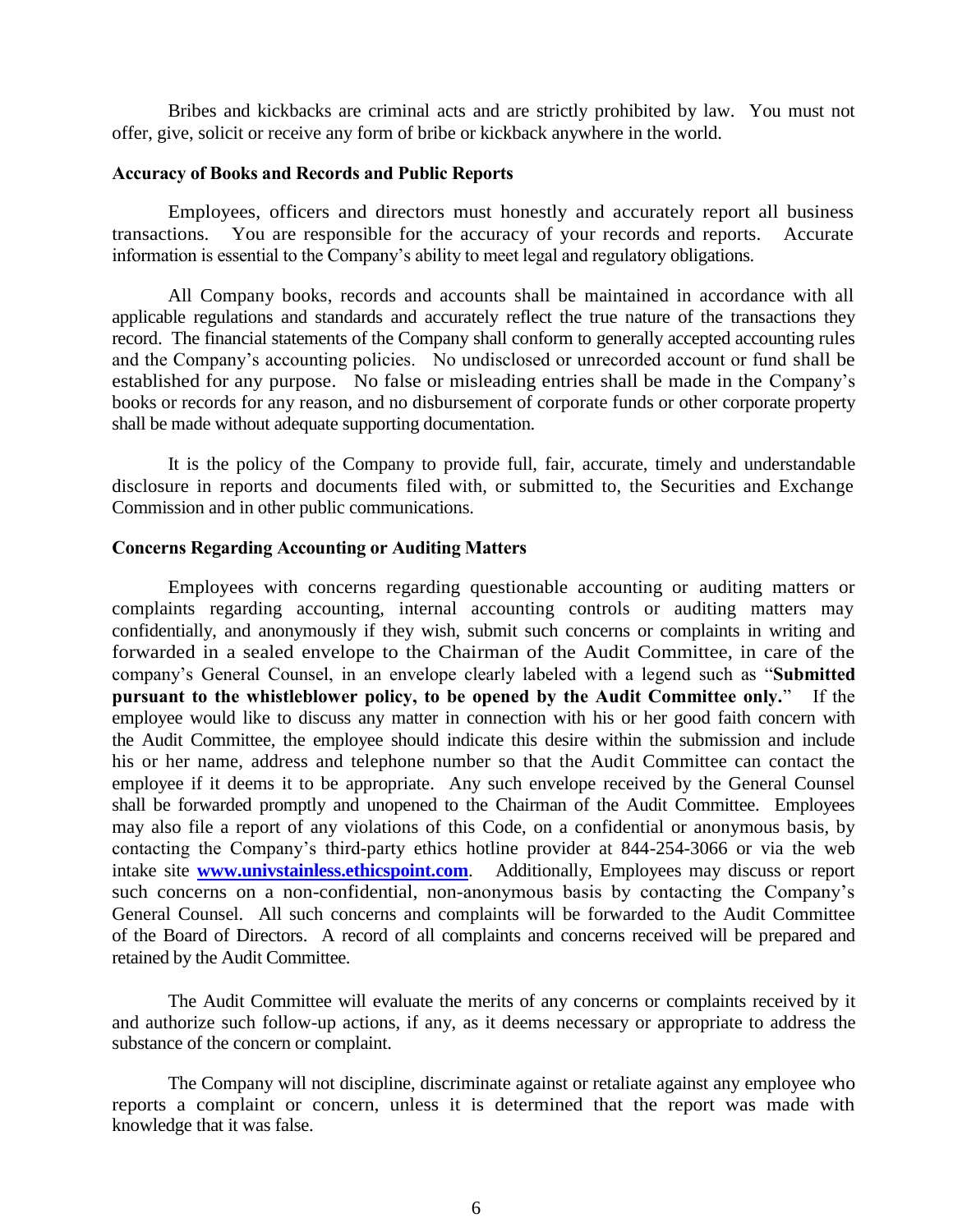Bribes and kickbacks are criminal acts and are strictly prohibited by law. You must not offer, give, solicit or receive any form of bribe or kickback anywhere in the world.

**Accuracy of Books and Records and Public Reports**

Employees, officers and directors must honestly and accurately report all business transactions. You are responsible for the accuracy of your records and reports. Accurate information is essential to the Company's ability to meet legal and regulatory obligations.

All Company books, records and accounts shall be maintained in accordance with all applicable regulations and standards and accurately reflect the true nature of the transactions they record. The financial statements of the Company shall conform to generally accepted accounting rules and the Company's accounting policies. No undisclosed or unrecorded account or fund shall be established for any purpose. No false or misleading entries shall be made in the Company's books or records for any reason, and no disbursement of corporate funds or other corporate property shall be made without adequate supporting documentation.

It is the policy of the Company to provide full, fair, accurate, timely and understandable disclosure in reports and documents filed with, or submitted to, the Securities and Exchange Commission and in other public communications.

**Concerns Regarding Accounting or Auditing Matters**

Employees with concerns regarding questionable accounting or auditing matters or complaints regarding accounting, internal accounting controls or auditing matters may confidentially, and anonymously if they wish, submit such concerns or complaints in writing and forwarded in a sealed envelope to the Chairman of the Audit Committee, in care of the company's General Counsel, in an envelope clearly labeled with a legend such as "**Submitted pursuant to the whistleblower policy, to be opened by the Audit Committee only.**" If the employee would like to discuss any matter in connection with his or her good faith concern with the Audit Committee, the employee should indicate this desire within the submission and include his or her name, address and telephone number so that the Audit Committee can contact the employee if it deems it to be appropriate. Any such envelope received by the General Counsel shall be forwarded promptly and unopened to the Chairman of the Audit Committee. Employees may also file a report of any violations of this Code, on a confidential or anonymous basis, by contacting the Company's third-party ethics hotline provider at 844-254-3066 or via the web intake site **www.univstainless.ethicspoint.com**. Additionally, Employees may discuss or report such concerns on a non-confidential, non-anonymous basis by contacting the Company's General Counsel. All such concerns and complaints will be forwarded to the Audit Committee of the Board of Directors. A record of all complaints and concerns received will be prepared and retained by the Audit Committee.

The Audit Committee will evaluate the merits of any concerns or complaints received by it and authorize such follow-up actions, if any, as it deems necessary or appropriate to address the substance of the concern or complaint.

The Company will not discipline, discriminate against or retaliate against any employee who reports a complaint or concern, unless it is determined that the report was made with knowledge that it was false.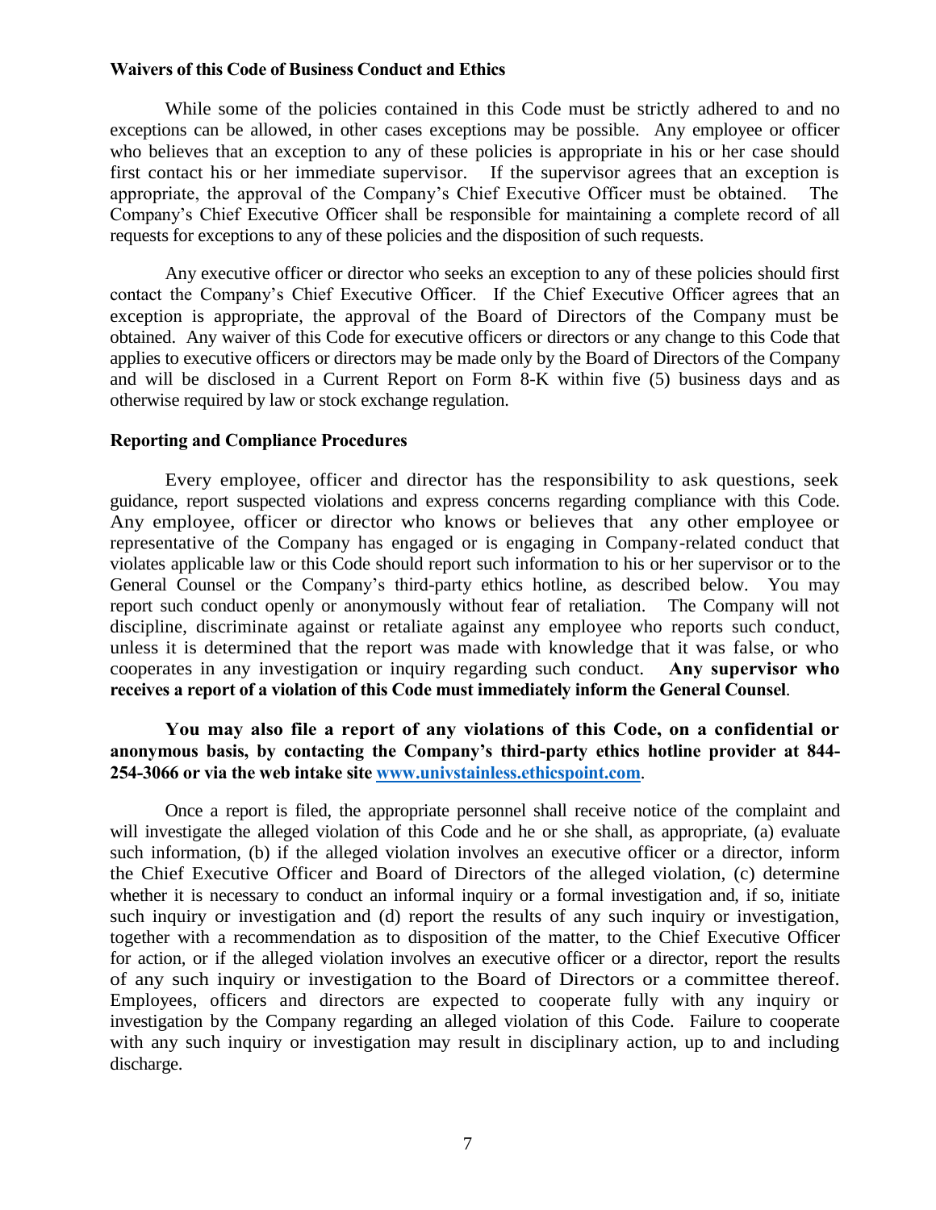**Waivers of this Code of Business Conduct and Ethics**

While some of the policies contained in this Code must be strictly adhered to and no exceptions can be allowed, in other cases exceptions may be possible. Any employee or officer who believes that an exception to any of these policies is appropriate in his or her case should first contact his or her immediate supervisor. If the supervisor agrees that an exception is appropriate, the approval of the Company's Chief Executive Officer must be obtained. The Company's Chief Executive Officer shall be responsible for maintaining a complete record of all requests for exceptions to any of these policies and the disposition of such requests.

Any executive officer or director who seeks an exception to any of these policies should first contact the Company's Chief Executive Officer. If the Chief Executive Officer agrees that an exception is appropriate, the approval of the Board of Directors of the Company must be obtained. Any waiver of this Code for executive officers or directors or any change to this Code that applies to executive officers or directors may be made only by the Board of Directors of the Company and will be disclosed in a Current Report on Form 8-K within five (5) business days and as otherwise required by law or stock exchange regulation.

**Reporting and Compliance Procedures**

Every employee, officer and director has the responsibility to ask questions, seek guidance, report suspected violations and express concerns regarding compliance with this Code. Any employee, officer or director who knows or believes that any other employee or representative of the Company has engaged or is engaging in Company-related conduct that violates applicable law or this Code should report such information to his or her supervisor or to the General Counsel or the Company's third-party ethics hotline, as described below. You may report such conduct openly or anonymously without fear of retaliation. The Company will not discipline, discriminate against or retaliate against any employee who reports such conduct, unless it is determined that the report was made with knowledge that it was false, or who cooperates in any investigation or inquiry regarding such conduct. **Any supervisor who receives a report of a violation of this Code must immediately inform the General Counsel**.

**You may also file a report of any violations of this Code, on a confidential or anonymous basis, by contacting the Company's third-party ethics hotline provider at 844-254-3066 or via the web intake site [www.univstainless.ethicspoint.com](www.univstainless.ethicspoint.com)**.

Once a report is filed, the appropriate personnel shall receive notice of the complaint and will investigate the alleged violation of this Code and he or she shall, as appropriate, (a) evaluate such information, (b) if the alleged violation involves an executive officer or a director, inform the Chief Executive Officer and Board of Directors of the alleged violation, (c) determine whether it is necessary to conduct an informal inquiry or a formal investigation and, if so, initiate such inquiry or investigation and (d) report the results of any such inquiry or investigation, together with a recommendation as to disposition of the matter, to the Chief Executive Officer for action, or if the alleged violation involves an executive officer or a director, report the results of any such inquiry or investigation to the Board of Directors or a committee thereof. Employees, officers and directors are expected to cooperate fully with any inquiry or investigation by the Company regarding an alleged violation of this Code. Failure to cooperate with any such inquiry or investigation may result in disciplinary action, up to and including discharge.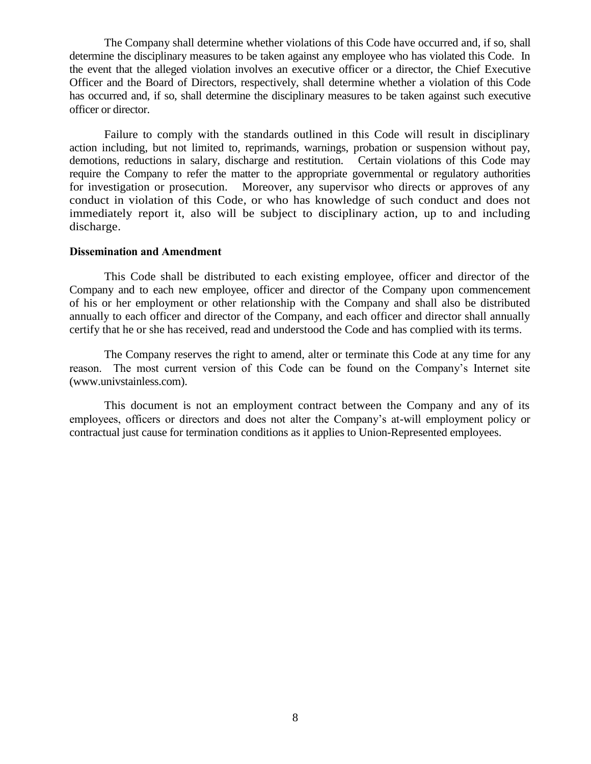The Company shall determine whether violations of this Code have occurred and, if so, shall determine the disciplinary measures to be taken against any employee who has violated this Code. In the event that the alleged violation involves an executive officer or a director, the Chief Executive Officer and the Board of Directors, respectively, shall determine whether a violation of this Code has occurred and, if so, shall determine the disciplinary measures to be taken against such executive officer or director.

Failure to comply with the standards outlined in this Code will result in disciplinary action including, but not limited to, reprimands, warnings, probation or suspension without pay, demotions, reductions in salary, discharge and restitution. Certain violations of this Code may require the Company to refer the matter to the appropriate governmental or regulatory authorities for investigation or prosecution. Moreover, any supervisor who directs or approves of any conduct in violation of this Code, or who has knowledge of such conduct and does not immediately report it, also will be subject to disciplinary action, up to and including discharge.

**Dissemination and Amendment**

This Code shall be distributed to each existing employee, officer and director of the Company and to each new employee, officer and director of the Company upon commencement of his or her employment or other relationship with the Company and shall also be distributed annually to each officer and director of the Company, and each officer and director shall annually certify that he or she has received, read and understood the Code and has complied with its terms.

The Company reserves the right to amend, alter or terminate this Code at any time for any reason. The most current version of this Code can be found on the Company's Internet site (www.univstainless.com).

This document is not an employment contract between the Company and any of its employees, officers or directors and does not alter the Company's at-will employment policy or contractual just cause for termination conditions as it applies to Union-Represented employees.